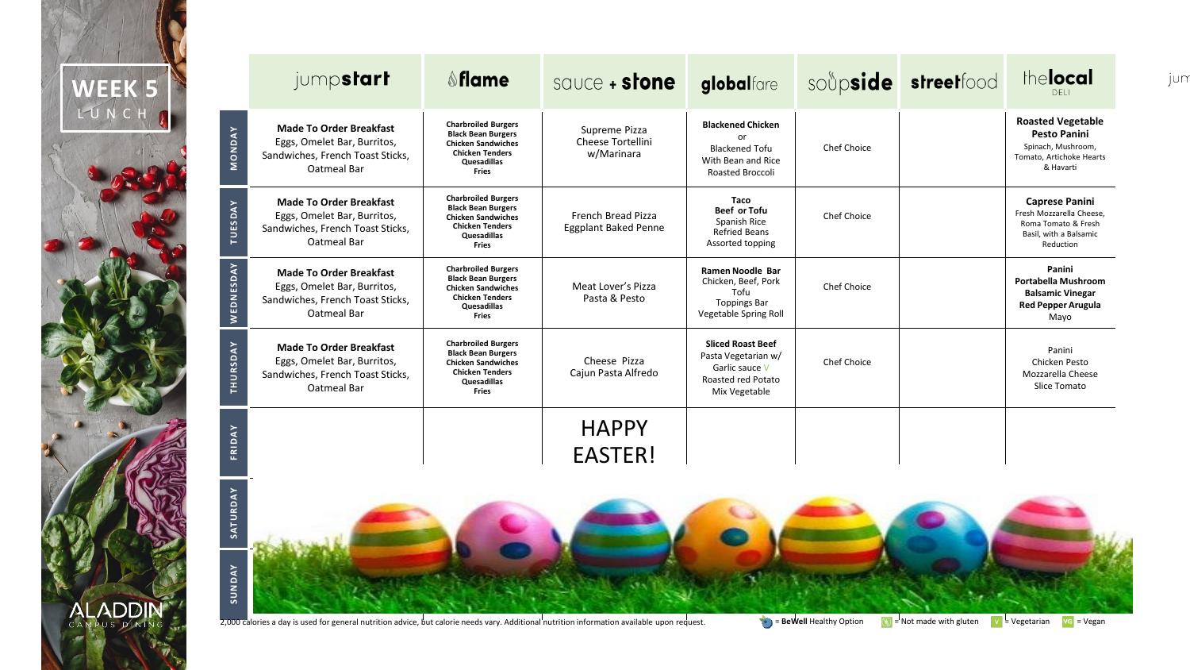# WEEK 5

LUNCH

| | jumpstart | flame | sauce + stone | globalfare | soupside | streetfood | thelocal DELI |
|---|---|---|---|---|---|---|---|
| MONDAY | **Made To Order Breakfast** Eggs, Omelet Bar, Burritos, Sandwiches, French Toast Sticks, Oatmeal Bar | **Charbroiled Burgers Black Bean Burgers Chicken Sandwiches Chicken Tenders Quesadillas Fries** | Supreme Pizza Cheese Tortellini w/Marinara | **Blackened Chicken** or Blackened Tofu With Bean and Rice Roasted Broccoli | Chef Choice | | **Roasted Vegetable Pesto Panini** Spinach, Mushroom, Tomato, Artichoke Hearts & Havarti |
| TUESDAY | **Made To Order Breakfast** Eggs, Omelet Bar, Burritos, Sandwiches, French Toast Sticks, Oatmeal Bar | **Charbroiled Burgers Black Bean Burgers Chicken Sandwiches Chicken Tenders Quesadillas Fries** | French Bread Pizza Eggplant Baked Penne | **Taco Beef or Tofu** Spanish Rice Refried Beans Assorted topping | Chef Choice | | **Caprese Panini** Fresh Mozzarella Cheese, Roma Tomato & Fresh Basil, with a Balsamic Reduction |
| WEDNESDAY | **Made To Order Breakfast** Eggs, Omelet Bar, Burritos, Sandwiches, French Toast Sticks, Oatmeal Bar | **Charbroiled Burgers Black Bean Burgers Chicken Sandwiches Chicken Tenders Quesadillas Fries** | Meat Lover's Pizza Pasta & Pesto | **Ramen Noodle Bar** Chicken, Beef, Pork Tofu Toppings Bar Vegetable Spring Roll | Chef Choice | | **Panini Portabella Mushroom Balsamic Vinegar Red Pepper Arugula** Mayo |
| THURSDAY | **Made To Order Breakfast** Eggs, Omelet Bar, Burritos, Sandwiches, French Toast Sticks, Oatmeal Bar | **Charbroiled Burgers Black Bean Burgers Chicken Sandwiches Chicken Tenders Quesadillas Fries** | Cheese Pizza Cajun Pasta Alfredo | **Sliced Roast Beef** Pasta Vegetarian w/ Garlic sauce V Roasted red Potato Mix Vegetable | Chef Choice | | Panini Chicken Pesto Mozzarella Cheese Slice Tomato |
| FRIDAY | | | HAPPY EASTER! | | | | |
| SATURDAY | | | | | | | |
| SUNDAY | | | | | | | |

2,000 calories a day is used for general nutrition advice, but calorie needs vary. Additional nutrition information available upon request.

= BeWell Healthy Option | = Not made with gluten | V = Vegetarian | VG = Vegan

ALADDIN CAMPUS DINING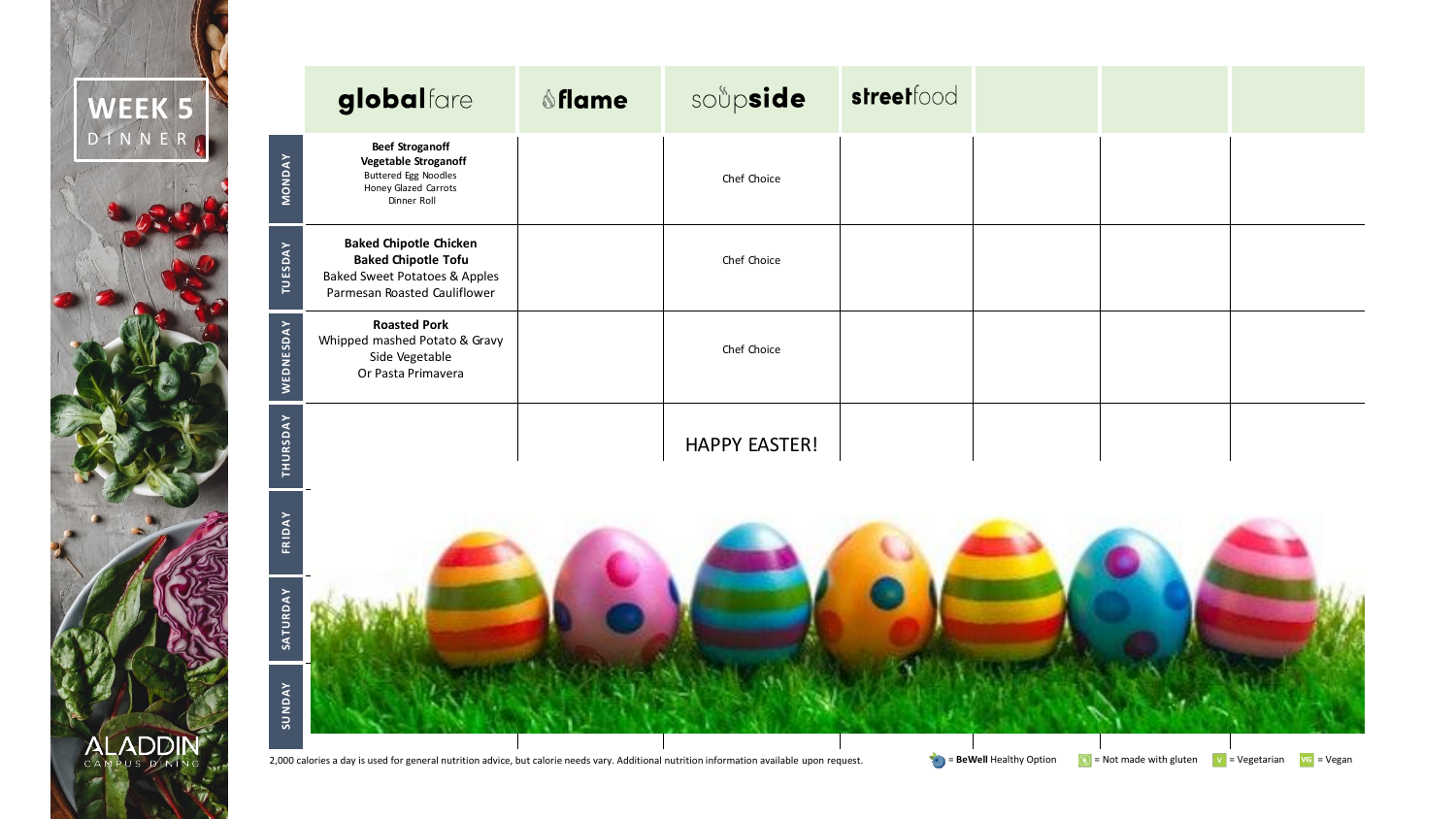## WEEK 5 DINNER

| | globalfare | flame | soupside | streetfood | | | |
|---|---|---|---|---|---|---|---|
| MONDAY | **Beef Stroganoff**<br>**Vegetable Stroganoff**<br>Buttered Egg Noodles<br>Honey Glazed Carrots<br>Dinner Roll | | Chef Choice | | | | |
| TUESDAY | **Baked Chipotle Chicken**<br>**Baked Chipotle Tofu**<br>Baked Sweet Potatoes & Apples<br>Parmesan Roasted Cauliflower | | Chef Choice | | | | |
| WEDNESDAY | **Roasted Pork**<br>Whipped mashed Potato & Gravy<br>Side Vegetable<br>Or Pasta Primavera | | Chef Choice | | | | |
| THURSDAY | | | HAPPY EASTER! | | | | |
| FRIDAY | | | | | | | |
| SATURDAY | | | | | | | |
| SUNDAY | | | | | | | |

2,000 calories a day is used for general nutrition advice, but calorie needs vary. Additional nutrition information available upon request.

= **BeWell** Healthy Option = Not made with gluten V = Vegetarian VG = Vegan

ALADDIN CAMPUS DINING